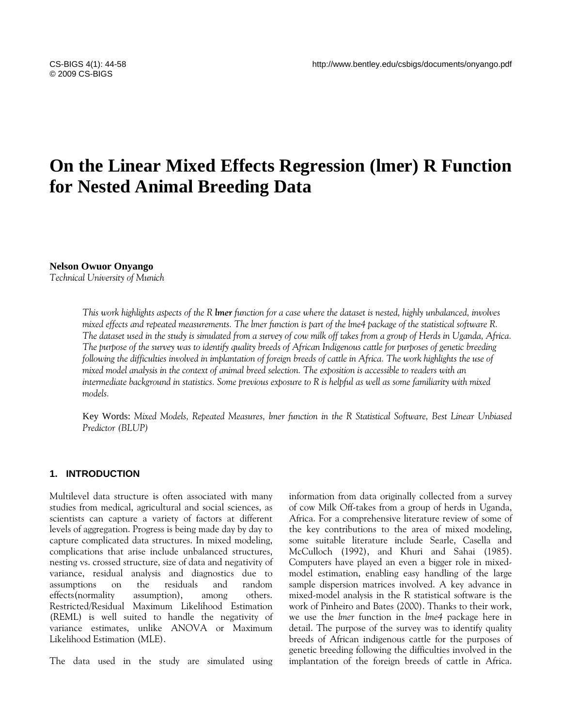# On the Linear Mixed Effects Regression (lmer) R Function for Nested Animal Breeding Data

**Nelson Owuor Onyango**
*Technical University of Munich*

*This work highlights aspects of the R **lmer** function for a case where the dataset is nested, highly unbalanced, involves mixed effects and repeated measurements. The lmer function is part of the lme4 package of the statistical software R. The dataset used in the study is simulated from a survey of cow milk off takes from a group of Herds in Uganda, Africa. The purpose of the survey was to identify quality breeds of African Indigenous cattle for purposes of genetic breeding following the difficulties involved in implantation of foreign breeds of cattle in Africa. The work highlights the use of mixed model analysis in the context of animal breed selection. The exposition is accessible to readers with an intermediate background in statistics. Some previous exposure to R is helpful as well as some familiarity with mixed models.*

Key Words: *Mixed Models, Repeated Measures, lmer function in the R Statistical Software, Best Linear Unbiased Predictor (BLUP)*

## 1. INTRODUCTION

Multilevel data structure is often associated with many studies from medical, agricultural and social sciences, as scientists can capture a variety of factors at different levels of aggregation. Progress is being made day by day to capture complicated data structures. In mixed modeling, complications that arise include unbalanced structures, nesting vs. crossed structure, size of data and negativity of variance, residual analysis and diagnostics due to assumptions on the residuals and random effects(normality assumption), among others. Restricted/Residual Maximum Likelihood Estimation (REML) is well suited to handle the negativity of variance estimates, unlike ANOVA or Maximum Likelihood Estimation (MLE).

The data used in the study are simulated using information from data originally collected from a survey of cow Milk Off-takes from a group of herds in Uganda, Africa. For a comprehensive literature review of some of the key contributions to the area of mixed modeling, some suitable literature include Searle, Casella and McCulloch (1992), and Khuri and Sahai (1985). Computers have played an even a bigger role in mixed-model estimation, enabling easy handling of the large sample dispersion matrices involved. A key advance in mixed-model analysis in the R statistical software is the work of Pinheiro and Bates (2000). Thanks to their work, we use the *lmer* function in the *lme4* package here in detail. The purpose of the survey was to identify quality breeds of African indigenous cattle for the purposes of genetic breeding following the difficulties involved in the implantation of the foreign breeds of cattle in Africa.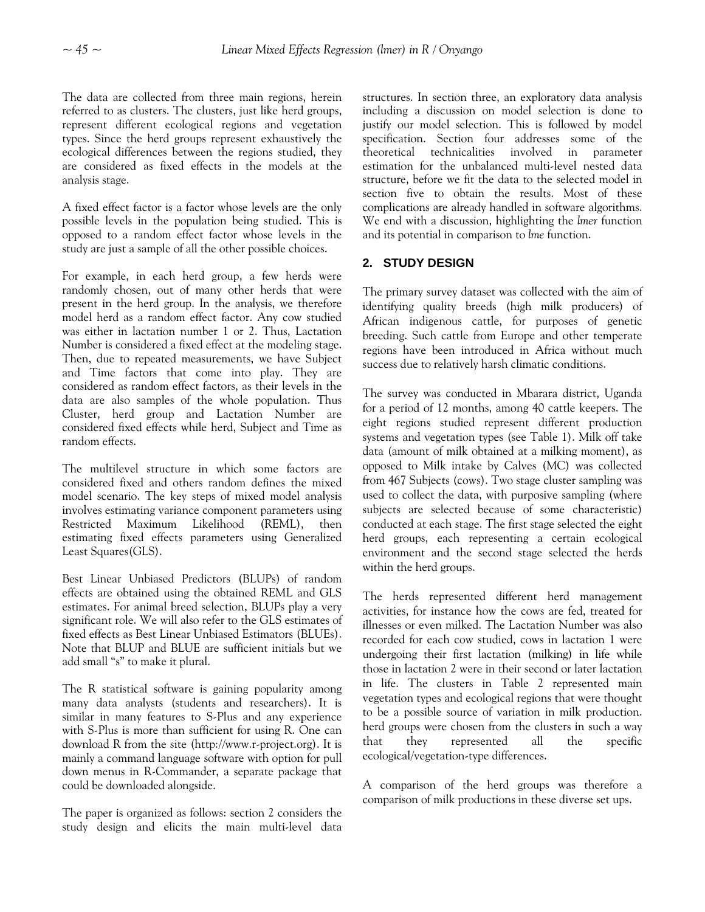The data are collected from three main regions, herein referred to as clusters. The clusters, just like herd groups, represent different ecological regions and vegetation types. Since the herd groups represent exhaustively the ecological differences between the regions studied, they are considered as fixed effects in the models at the analysis stage.

A fixed effect factor is a factor whose levels are the only possible levels in the population being studied. This is opposed to a random effect factor whose levels in the study are just a sample of all the other possible choices.

For example, in each herd group, a few herds were randomly chosen, out of many other herds that were present in the herd group. In the analysis, we therefore model herd as a random effect factor. Any cow studied was either in lactation number 1 or 2. Thus, Lactation Number is considered a fixed effect at the modeling stage. Then, due to repeated measurements, we have Subject and Time factors that come into play. They are considered as random effect factors, as their levels in the data are also samples of the whole population. Thus Cluster, herd group and Lactation Number are considered fixed effects while herd, Subject and Time as random effects.

The multilevel structure in which some factors are considered fixed and others random defines the mixed model scenario. The key steps of mixed model analysis involves estimating variance component parameters using Restricted Maximum Likelihood (REML), then estimating fixed effects parameters using Generalized Least Squares(GLS).

Best Linear Unbiased Predictors (BLUPs) of random effects are obtained using the obtained REML and GLS estimates. For animal breed selection, BLUPs play a very significant role. We will also refer to the GLS estimates of fixed effects as Best Linear Unbiased Estimators (BLUEs). Note that BLUP and BLUE are sufficient initials but we add small "s" to make it plural.

The R statistical software is gaining popularity among many data analysts (students and researchers). It is similar in many features to S-Plus and any experience with S-Plus is more than sufficient for using R. One can download R from the site (http://www.r-project.org). It is mainly a command language software with option for pull down menus in R-Commander, a separate package that could be downloaded alongside.

The paper is organized as follows: section 2 considers the study design and elicits the main multi-level data structures. In section three, an exploratory data analysis including a discussion on model selection is done to justify our model selection. This is followed by model specification. Section four addresses some of the theoretical technicalities involved in parameter estimation for the unbalanced multi-level nested data structure, before we fit the data to the selected model in section five to obtain the results. Most of these complications are already handled in software algorithms. We end with a discussion, highlighting the *lmer* function and its potential in comparison to *lme* function.

## 2. STUDY DESIGN

The primary survey dataset was collected with the aim of identifying quality breeds (high milk producers) of African indigenous cattle, for purposes of genetic breeding. Such cattle from Europe and other temperate regions have been introduced in Africa without much success due to relatively harsh climatic conditions.

The survey was conducted in Mbarara district, Uganda for a period of 12 months, among 40 cattle keepers. The eight regions studied represent different production systems and vegetation types (see Table 1). Milk off take data (amount of milk obtained at a milking moment), as opposed to Milk intake by Calves (MC) was collected from 467 Subjects (cows). Two stage cluster sampling was used to collect the data, with purposive sampling (where subjects are selected because of some characteristic) conducted at each stage. The first stage selected the eight herd groups, each representing a certain ecological environment and the second stage selected the herds within the herd groups.

The herds represented different herd management activities, for instance how the cows are fed, treated for illnesses or even milked. The Lactation Number was also recorded for each cow studied, cows in lactation 1 were undergoing their first lactation (milking) in life while those in lactation 2 were in their second or later lactation in life. The clusters in Table 2 represented main vegetation types and ecological regions that were thought to be a possible source of variation in milk production. herd groups were chosen from the clusters in such a way that they represented all the specific ecological/vegetation-type differences.

A comparison of the herd groups was therefore a comparison of milk productions in these diverse set ups.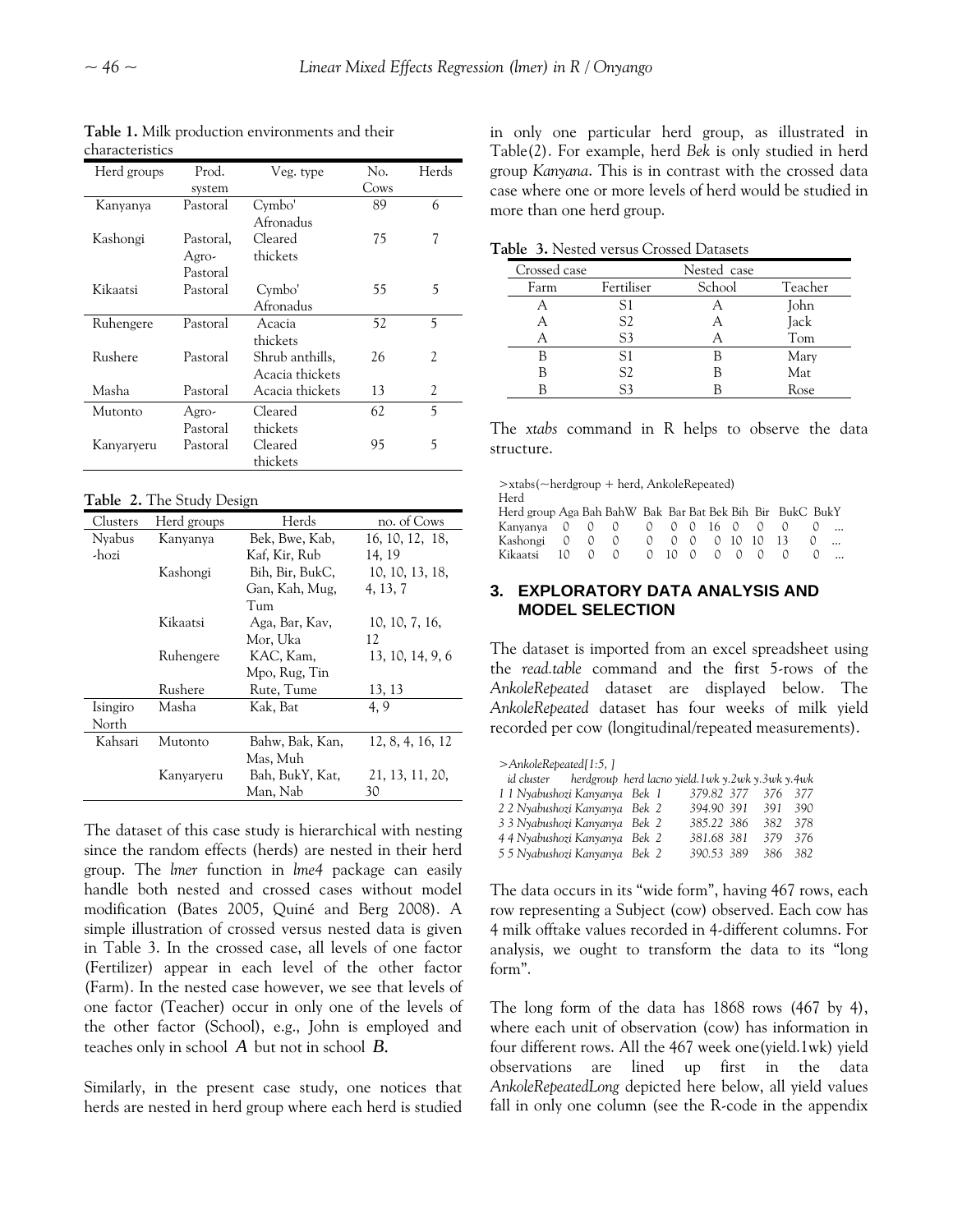**Table 1.** Milk production environments and their characteristics

| Herd groups | Prod. system | Veg. type | No. Cows | Herds |
|---|---|---|---|---|
| Kanyanya | Pastoral | Cymbo' Afronadus | 89 | 6 |
| Kashongi | Pastoral, Agro-Pastoral | Cleared thickets | 75 | 7 |
| Kikaatsi | Pastoral | Cymbo' Afronadus | 55 | 5 |
| Ruhengere | Pastoral | Acacia thickets | 52 | 5 |
| Rushere | Pastoral | Shrub anthills, Acacia thickets | 26 | 2 |
| Masha | Pastoral | Acacia thickets | 13 | 2 |
| Mutonto | Agro-Pastoral | Cleared thickets | 62 | 5 |
| Kanyaryeru | Pastoral | Cleared thickets | 95 | 5 |

**Table 2.** The Study Design

| Clusters | Herd groups | Herds | no. of Cows |
|---|---|---|---|
| Nyabus-hozi | Kanyanya | Bek, Bwe, Kab, Kaf, Kir, Rub | 16, 10, 12, 18, 14, 19 |
| | Kashongi | Bih, Bir, BukC, Gan, Kah, Mug, Tum | 10, 10, 13, 18, 4, 13, 7 |
| | Kikaatsi | Aga, Bar, Kav, Mor, Uka | 10, 10, 7, 16, 12 |
| | Ruhengere | KAC, Kam, Mpo, Rug, Tin | 13, 10, 14, 9, 6 |
| | Rushere | Rute, Tume | 13, 13 |
| Isingiro North | Masha | Kak, Bat | 4, 9 |
| Kahsari | Mutonto | Bahw, Bak, Kan, Mas, Muh | 12, 8, 4, 16, 12 |
| | Kanyaryeru | Bah, BukY, Kat, Man, Nab | 21, 13, 11, 20, 30 |

The dataset of this case study is hierarchical with nesting since the random effects (herds) are nested in their herd group. The *lmer* function in *lme4* package can easily handle both nested and crossed cases without model modification (Bates 2005, Quiné and Berg 2008). A simple illustration of crossed versus nested data is given in Table 3. In the crossed case, all levels of one factor (Fertilizer) appear in each level of the other factor (Farm). In the nested case however, we see that levels of one factor (Teacher) occur in only one of the levels of the other factor (School), e.g., John is employed and teaches only in school *A* but not in school *B*.

Similarly, in the present case study, one notices that herds are nested in herd group where each herd is studied in only one particular herd group, as illustrated in Table(2). For example, herd *Bek* is only studied in herd group *Kanyana*. This is in contrast with the crossed data case where one or more levels of herd would be studied in more than one herd group.

**Table 3.** Nested versus Crossed Datasets

| Crossed case | | Nested case | |
|---|---|---|---|
| Farm | Fertiliser | School | Teacher |
| A | S1 | A | John |
| A | S2 | A | Jack |
| A | S3 | A | Tom |
| B | S1 | B | Mary |
| B | S2 | B | Mat |
| B | S3 | B | Rose |

The *xtabs* command in R helps to observe the data structure.

```
>xtabs(~herdgroup + herd, AnkoleRepeated)
Herd
Herd group Aga Bah BahW  Bak  Bar Bat Bek Bih  Bir  BukC BukY
Kanyanya   0   0   0     0    0   0   16  0    0    0    0   ...
Kashongi   0   0   0     0    0   0   0   10   10   13   0   ...
Kikaatsi   10  0   0     0    10  0   0   0    0    0    0   ...
```

## 3. EXPLORATORY DATA ANALYSIS AND MODEL SELECTION

The dataset is imported from an excel spreadsheet using the *read.table* command and the first 5-rows of the *AnkoleRepeated* dataset are displayed below. The *AnkoleRepeated* dataset has four weeks of milk yield recorded per cow (longitudinal/repeated measurements).

```
>AnkoleRepeated[1:5, ]
 id cluster      herdgroup herd lacno yield.1wk y.2wk y.3wk y.4wk
1 1 Nyabushozi Kanyanya  Bek  1     379.82 377  376  377
2 2 Nyabushozi Kanyanya  Bek  2     394.90 391  391  390
3 3 Nyabushozi Kanyanya  Bek  2     385.22 386  382  378
4 4 Nyabushozi Kanyanya  Bek  2     381.68 381  379  376
5 5 Nyabushozi Kanyanya  Bek  2     390.53 389  386  382
```

The data occurs in its "wide form", having 467 rows, each row representing a Subject (cow) observed. Each cow has 4 milk offtake values recorded in 4-different columns. For analysis, we ought to transform the data to its "long form".

The long form of the data has 1868 rows (467 by 4), where each unit of observation (cow) has information in four different rows. All the 467 week one(yield.1wk) yield observations are lined up first in the data *AnkoleRepeatedLong* depicted here below, all yield values fall in only one column (see the R-code in the appendix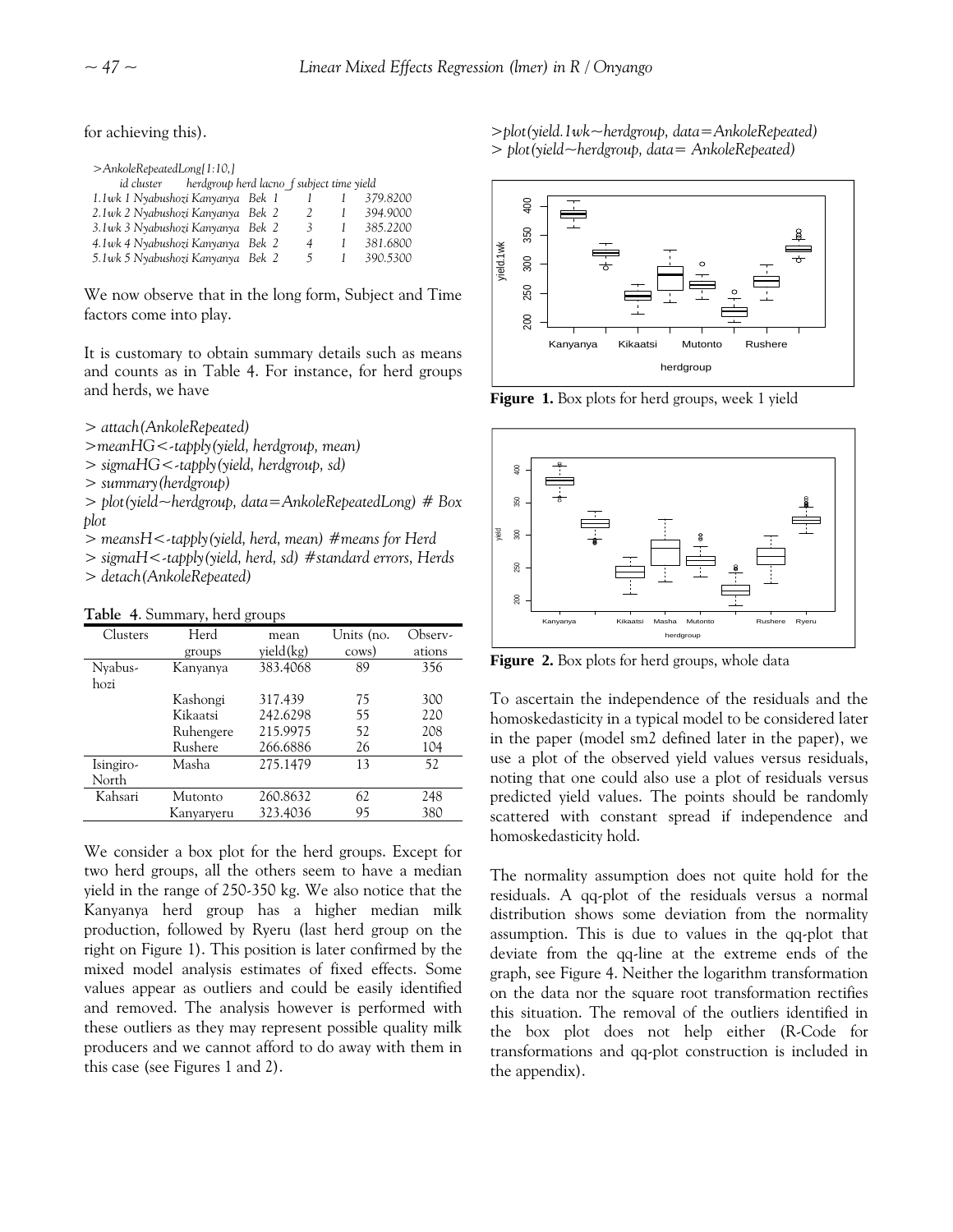for achieving this).

```
>AnkoleRepeatedLong[1:10,]
     id cluster      herdgroup herd lacno_f subject time yield
1.1wk 1 Nyabushozi Kanyanya  Bek 1      1      1    379.8200
2.1wk 2 Nyabushozi Kanyanya  Bek 2      2      1    394.9000
3.1wk 3 Nyabushozi Kanyanya  Bek 2      3      1    385.2200
4.1wk 4 Nyabushozi Kanyanya  Bek 2      4      1    381.6800
5.1wk 5 Nyabushozi Kanyanya  Bek 2      5      1    390.5300
```

We now observe that in the long form, Subject and Time factors come into play.

It is customary to obtain summary details such as means and counts as in Table 4. For instance, for herd groups and herds, we have

```
> attach(AnkoleRepeated)
>meanHG<-tapply(yield, herdgroup, mean)
> sigmaHG<-tapply(yield, herdgroup, sd)
> summary(herdgroup)
> plot(yield~herdgroup, data=AnkoleRepeatedLong) # Box plot
> meansH<-tapply(yield, herd, mean) #means for Herd
> sigmaH<-tapply(yield, herd, sd) #standard errors, Herds
> detach(AnkoleRepeated)
```

**Table 4**. Summary, herd groups

| Clusters | Herd groups | mean yield(kg) | Units (no. cows) | Observ-ations |
|---|---|---|---|---|
| Nyabus-hozi | Kanyanya | 383.4068 | 89 | 356 |
| | Kashongi | 317.439 | 75 | 300 |
| | Kikaatsi | 242.6298 | 55 | 220 |
| | Ruhengere | 215.9975 | 52 | 208 |
| | Rushere | 266.6886 | 26 | 104 |
| Isingiro-North | Masha | 275.1479 | 13 | 52 |
| Kahsari | Mutonto | 260.8632 | 62 | 248 |
| | Kanyaryeru | 323.4036 | 95 | 380 |

We consider a box plot for the herd groups. Except for two herd groups, all the others seem to have a median yield in the range of 250-350 kg. We also notice that the Kanyanya herd group has a higher median milk production, followed by Ryeru (last herd group on the right on Figure 1). This position is later confirmed by the mixed model analysis estimates of fixed effects. Some values appear as outliers and could be easily identified and removed. The analysis however is performed with these outliers as they may represent possible quality milk producers and we cannot afford to do away with them in this case (see Figures 1 and 2).

```
>plot(yield.1wk~herdgroup, data=AnkoleRepeated)
> plot(yield~herdgroup, data= AnkoleRepeated)
```

**Figure 1.** Box plots for herd groups, week 1 yield

**Figure 2.** Box plots for herd groups, whole data

To ascertain the independence of the residuals and the homoskedasticity in a typical model to be considered later in the paper (model sm2 defined later in the paper), we use a plot of the observed yield values versus residuals, noting that one could also use a plot of residuals versus predicted yield values. The points should be randomly scattered with constant spread if independence and homoskedasticity hold.

The normality assumption does not quite hold for the residuals. A qq-plot of the residuals versus a normal distribution shows some deviation from the normality assumption. This is due to values in the qq-plot that deviate from the qq-line at the extreme ends of the graph, see Figure 4. Neither the logarithm transformation on the data nor the square root transformation rectifies this situation. The removal of the outliers identified in the box plot does not help either (R-Code for transformations and qq-plot construction is included in the appendix).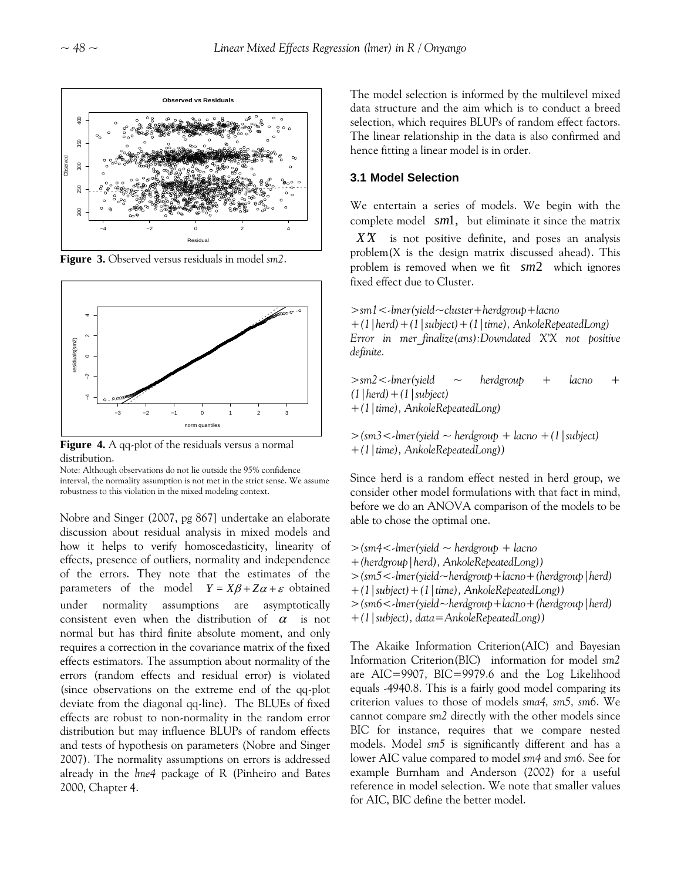**Figure 3.** Observed versus residuals in model *sm2*.

**Figure 4.** A qq-plot of the residuals versus a normal distribution.

Note: Although observations do not lie outside the 95% confidence interval, the normality assumption is not met in the strict sense. We assume robustness to this violation in the mixed modeling context.

Nobre and Singer (2007, pg 867] undertake an elaborate discussion about residual analysis in mixed models and how it helps to verify homoscedasticity, linearity of effects, presence of outliers, normality and independence of the errors. They note that the estimates of the parameters of the model $Y = X\beta + Z\alpha + \varepsilon$ obtained under normality assumptions are asymptotically consistent even when the distribution of $\alpha$ is not normal but has third finite absolute moment, and only requires a correction in the covariance matrix of the fixed effects estimators. The assumption about normality of the errors (random effects and residual error) is violated (since observations on the extreme end of the qq-plot deviate from the diagonal qq-line). The BLUEs of fixed effects are robust to non-normality in the random error distribution but may influence BLUPs of random effects and tests of hypothesis on parameters (Nobre and Singer 2007). The normality assumptions on errors is addressed already in the *lme4* package of R (Pinheiro and Bates 2000, Chapter 4.

The model selection is informed by the multilevel mixed data structure and the aim which is to conduct a breed selection, which requires BLUPs of random effect factors. The linear relationship in the data is also confirmed and hence fitting a linear model is in order.

### 3.1 Model Selection

We entertain a series of models. We begin with the complete model *sm1*, but eliminate it since the matrix $X'X$ is not positive definite, and poses an analysis problem(X is the design matrix discussed ahead). This problem is removed when we fit *sm2* which ignores fixed effect due to Cluster.

*>sm1<-lmer(yield~cluster+herdgroup+lacno +(1|herd)+(1|subject)+(1|time), AnkoleRepeatedLong)*
*Error in mer_finalize(ans):Downdated X'X not positive definite.*

*>sm2<-lmer(yield ~ herdgroup + lacno + (1|herd)+(1|subject) +(1|time), AnkoleRepeatedLong)*

*>(sm3<-lmer(yield ~ herdgroup + lacno +(1|subject) +(1|time), AnkoleRepeatedLong))*

Since herd is a random effect nested in herd group, we consider other model formulations with that fact in mind, before we do an ANOVA comparison of the models to be able to chose the optimal one.

*>(sm4<-lmer(yield ~ herdgroup + lacno +(herdgroup|herd), AnkoleRepeatedLong))*
*>(sm5<-lmer(yield~herdgroup+lacno+(herdgroup|herd) +(1|subject)+(1|time), AnkoleRepeatedLong))*
*>(sm6<-lmer(yield~herdgroup+lacno+(herdgroup|herd) +(1|subject), data=AnkoleRepeatedLong))*

The Akaike Information Criterion(AIC) and Bayesian Information Criterion(BIC) information for model *sm2* are AIC=9907, BIC=9979.6 and the Log Likelihood equals -4940.8. This is a fairly good model comparing its criterion values to those of models *sma4, sm5, sm6*. We cannot compare *sm2* directly with the other models since BIC for instance, requires that we compare nested models. Model *sm5* is significantly different and has a lower AIC value compared to model *sm4* and *sm6*. See for example Burnham and Anderson (2002) for a useful reference in model selection. We note that smaller values for AIC, BIC define the better model.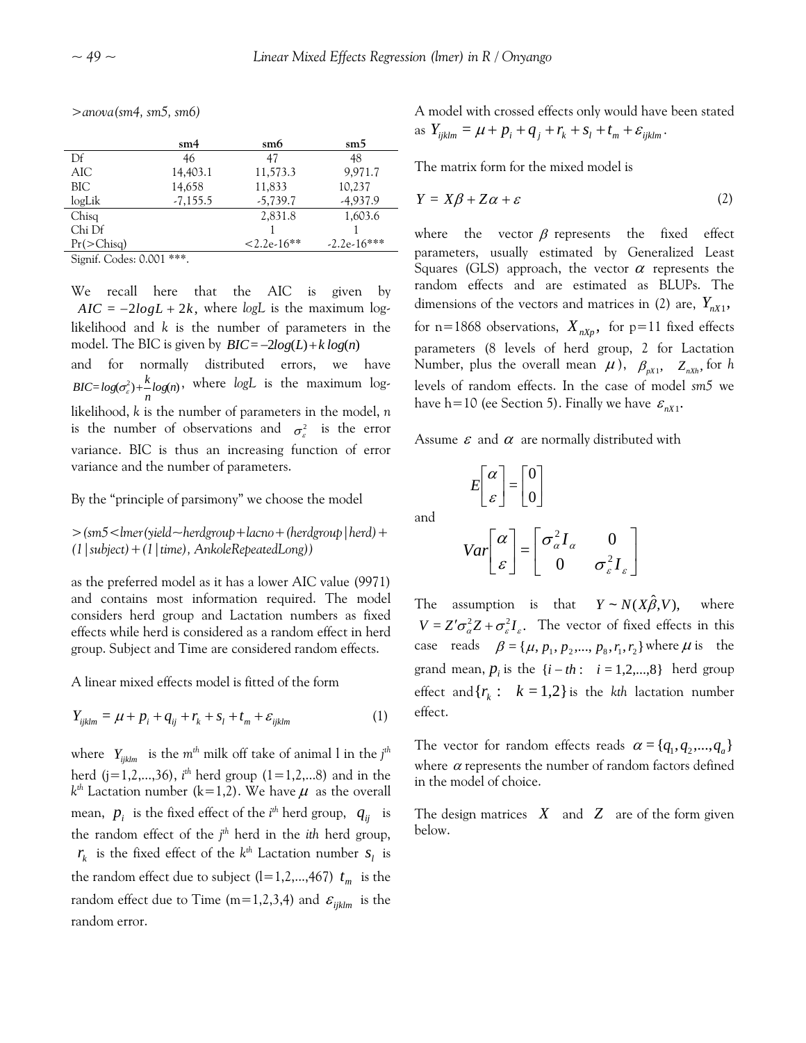*>anova(sm4, sm5, sm6)*

| | sm4 | sm6 | sm5 |
|---|---|---|---|
| Df | 46 | 47 | 48 |
| AIC | 14,403.1 | 11,573.3 | 9,971.7 |
| BIC | 14,658 | 11,833 | 10,237 |
| logLik | -7,155.5 | -5,739.7 | -4,937.9 |
| Chisq | | 2,831.8 | 1,603.6 |
| Chi Df | | 1 | 1 |
| Pr(>Chisq) | | <2.2e-16** | -2.2e-16*** |

Signif. Codes: 0.001 ***.

We recall here that the AIC is given by $AIC = -2logL + 2k$, where *logL* is the maximum log-likelihood and *k* is the number of parameters in the model. The BIC is given by $BIC = -2log(L) + k\,log(n)$ and for normally distributed errors, we have $BIC = log(\sigma_\varepsilon^2) + \frac{k}{n}log(n)$, where *logL* is the maximum log-likelihood, *k* is the number of parameters in the model, *n* is the number of observations and $\sigma_\varepsilon^2$ is the error variance. BIC is thus an increasing function of error variance and the number of parameters.

By the "principle of parsimony" we choose the model

*>(sm5<lmer(yield~herdgroup+lacno+(herdgroup|herd)+ (1|subject)+(1|time), AnkoleRepeatedLong))*

as the preferred model as it has a lower AIC value (9971) and contains most information required. The model considers herd group and Lactation numbers as fixed effects while herd is considered as a random effect in herd group. Subject and Time are considered random effects.

A linear mixed effects model is fitted of the form

$$Y_{ijklm} = \mu + p_i + q_{ij} + r_k + s_l + t_m + \varepsilon_{ijklm} \tag{1}$$

where $Y_{ijklm}$ is the $m^{th}$ milk off take of animal l in the $j^{th}$ herd (j=1,2,...,36), $i^{th}$ herd group (1=1,2,...8) and in the $k^{th}$ Lactation number (k=1,2). We have $\mu$ as the overall mean, $p_i$ is the fixed effect of the $i^{th}$ herd group, $q_{ij}$ is the random effect of the $j^{th}$ herd in the *ith* herd group, $r_k$ is the fixed effect of the $k^{th}$ Lactation number $s_l$ is the random effect due to subject (l=1,2,...,467) $t_m$ is the random effect due to Time (m=1,2,3,4) and $\varepsilon_{ijklm}$ is the random error.

A model with crossed effects only would have been stated as $Y_{ijklm} = \mu + p_i + q_j + r_k + s_l + t_m + \varepsilon_{ijklm}$.

The matrix form for the mixed model is

$$Y = X\beta + Z\alpha + \varepsilon \tag{2}$$

where the vector $\beta$ represents the fixed effect parameters, usually estimated by Generalized Least Squares (GLS) approach, the vector $\alpha$ represents the random effects and are estimated as BLUPs. The dimensions of the vectors and matrices in (2) are, $Y_{nX1}$, for n=1868 observations, $X_{nXp}$, for p=11 fixed effects parameters (8 levels of herd group, 2 for Lactation Number, plus the overall mean $\mu$), $\beta_{pX1}$, $Z_{nXh}$, for *h* levels of random effects. In the case of model *sm5* we have h=10 (ee Section 5). Finally we have $\varepsilon_{nX1}$.

Assume $\varepsilon$ and $\alpha$ are normally distributed with

$$E\begin{bmatrix}\alpha \\ \varepsilon\end{bmatrix} = \begin{bmatrix}0 \\ 0\end{bmatrix}$$

and

$$Var\begin{bmatrix}\alpha \\ \varepsilon\end{bmatrix} = \begin{bmatrix}\sigma_\alpha^2 I_\alpha & 0 \\ 0 & \sigma_\varepsilon^2 I_\varepsilon\end{bmatrix}$$

The assumption is that $Y \sim N(X\hat{\beta}, V)$, where $V = Z'\sigma_\alpha^2 Z + \sigma_\varepsilon^2 I_\varepsilon$. The vector of fixed effects in this case reads $\beta = \{\mu, p_1, p_2, ..., p_8, r_1, r_2\}$ where $\mu$ is the grand mean, $p_i$ is the $\{i-th: \; i = 1,2,...,8\}$ herd group effect and $\{r_k: \; k = 1,2\}$ is the *kth* lactation number effect.

The vector for random effects reads $\alpha = \{q_1, q_2, ..., q_a\}$ where $\alpha$ represents the number of random factors defined in the model of choice.

The design matrices $X$ and $Z$ are of the form given below.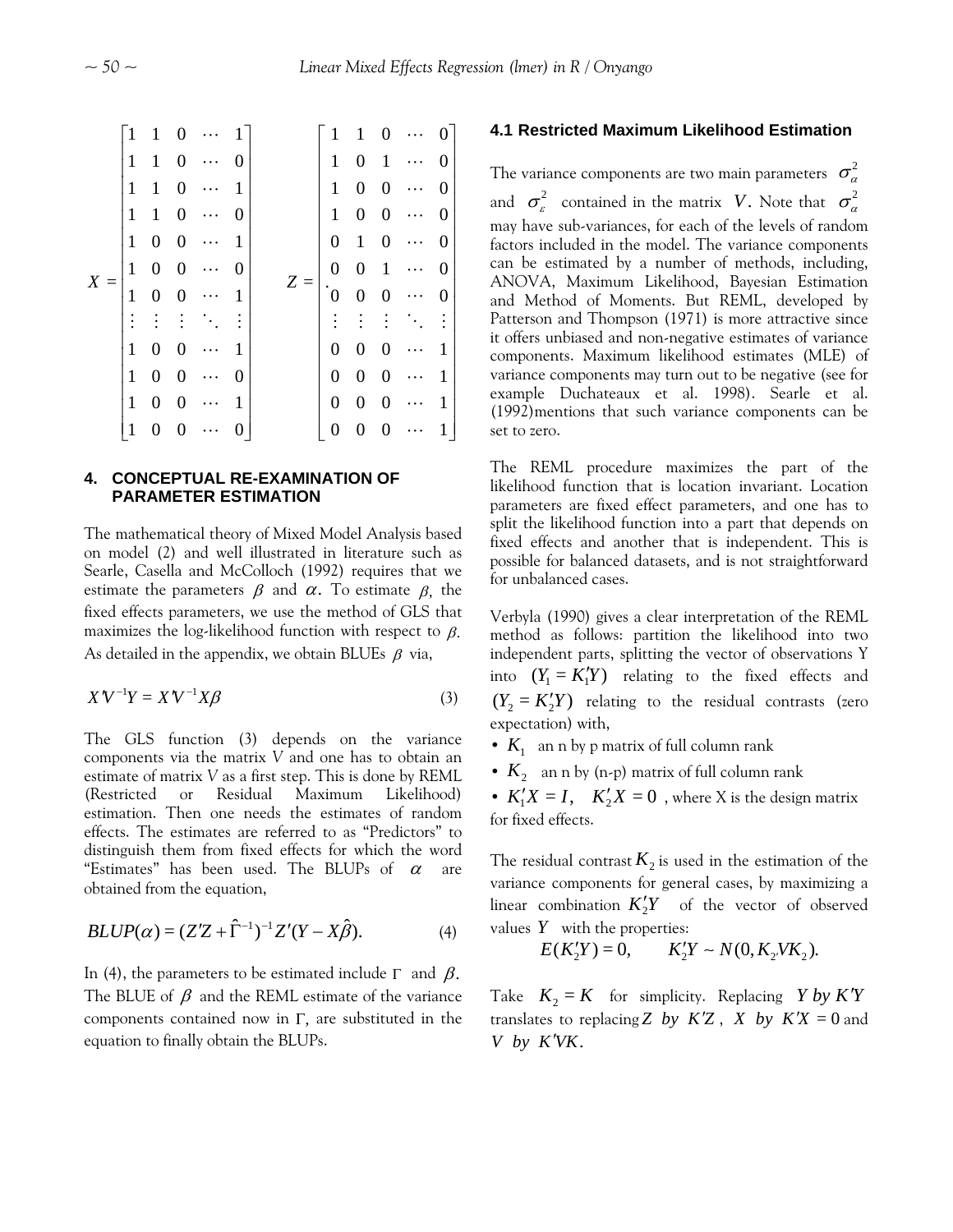$$X = \begin{bmatrix} 1 & 1 & 0 & \cdots & 1 \\ 1 & 1 & 0 & \cdots & 0 \\ 1 & 1 & 0 & \cdots & 1 \\ 1 & 1 & 0 & \cdots & 0 \\ 1 & 0 & 0 & \cdots & 1 \\ 1 & 0 & 0 & \cdots & 0 \\ 1 & 0 & 0 & \cdots & 1 \\ \vdots & \vdots & \vdots & \ddots & \vdots \\ 1 & 0 & 0 & \cdots & 1 \\ 1 & 0 & 0 & \cdots & 0 \\ 1 & 0 & 0 & \cdots & 1 \\ 1 & 0 & 0 & \cdots & 0 \end{bmatrix} \qquad Z = \begin{bmatrix} 1 & 1 & 0 & \cdots & 0 \\ 1 & 0 & 1 & \cdots & 0 \\ 1 & 0 & 0 & \cdots & 0 \\ 1 & 0 & 0 & \cdots & 0 \\ 0 & 1 & 0 & \cdots & 0 \\ 0 & 0 & 1 & \cdots & 0 \\ 0 & 0 & 0 & \cdots & 0 \\ \vdots & \vdots & \vdots & \ddots & \vdots \\ 0 & 0 & 0 & \cdots & 1 \\ 0 & 0 & 0 & \cdots & 1 \\ 0 & 0 & 0 & \cdots & 1 \\ 0 & 0 & 0 & \cdots & 1 \end{bmatrix}.$$

## 4. CONCEPTUAL RE-EXAMINATION OF PARAMETER ESTIMATION

The mathematical theory of Mixed Model Analysis based on model (2) and well illustrated in literature such as Searle, Casella and McColloch (1992) requires that we estimate the parameters $\beta$ and $\alpha$. To estimate $\beta$, the fixed effects parameters, we use the method of GLS that maximizes the log-likelihood function with respect to $\beta$. As detailed in the appendix, we obtain BLUEs $\beta$ via,

$$X'V^{-1}Y = X'V^{-1}X\beta \tag{3}$$

The GLS function (3) depends on the variance components via the matrix *V* and one has to obtain an estimate of matrix *V* as a first step. This is done by REML (Restricted or Residual Maximum Likelihood) estimation. Then one needs the estimates of random effects. The estimates are referred to as "Predictors" to distinguish them from fixed effects for which the word "Estimates" has been used. The BLUPs of $\alpha$ are obtained from the equation,

$$BLUP(\alpha) = (Z'Z + \hat{\Gamma}^{-1})^{-1} Z'(Y - X\hat{\beta}). \tag{4}$$

In (4), the parameters to be estimated include $\Gamma$ and $\beta$. The BLUE of $\beta$ and the REML estimate of the variance components contained now in $\Gamma$, are substituted in the equation to finally obtain the BLUPs.

### 4.1 Restricted Maximum Likelihood Estimation

The variance components are two main parameters $\sigma_\alpha^2$ and $\sigma_\varepsilon^2$ contained in the matrix $V$. Note that $\sigma_\alpha^2$ may have sub-variances, for each of the levels of random factors included in the model. The variance components can be estimated by a number of methods, including, ANOVA, Maximum Likelihood, Bayesian Estimation and Method of Moments. But REML, developed by Patterson and Thompson (1971) is more attractive since it offers unbiased and non-negative estimates of variance components. Maximum likelihood estimates (MLE) of variance components may turn out to be negative (see for example Duchateaux et al. 1998). Searle et al. (1992)mentions that such variance components can be set to zero.

The REML procedure maximizes the part of the likelihood function that is location invariant. Location parameters are fixed effect parameters, and one has to split the likelihood function into a part that depends on fixed effects and another that is independent. This is possible for balanced datasets, and is not straightforward for unbalanced cases.

Verbyla (1990) gives a clear interpretation of the REML method as follows: partition the likelihood into two independent parts, splitting the vector of observations Y into $(Y_1 = K_1'Y)$ relating to the fixed effects and $(Y_2 = K_2'Y)$ relating to the residual contrasts (zero expectation) with,

- $K_1$ an n by p matrix of full column rank
- $K_2$ an n by (n-p) matrix of full column rank
- $K_1'X = I, \quad K_2'X = 0$ , where X is the design matrix for fixed effects.

The residual contrast $K_2$ is used in the estimation of the variance components for general cases, by maximizing a linear combination $K_2'Y$ of the vector of observed values $Y$ with the properties:

$$E(K_2'Y) = 0, \qquad K_2'Y \sim N(0, K_2'VK_2).$$

Take $K_2 = K$ for simplicity. Replacing $Y$ *by* $K'Y$ translates to replacing $Z$ *by* $K'Z$ , $X$ *by* $K'X = 0$ and $V$ *by* $K'VK$.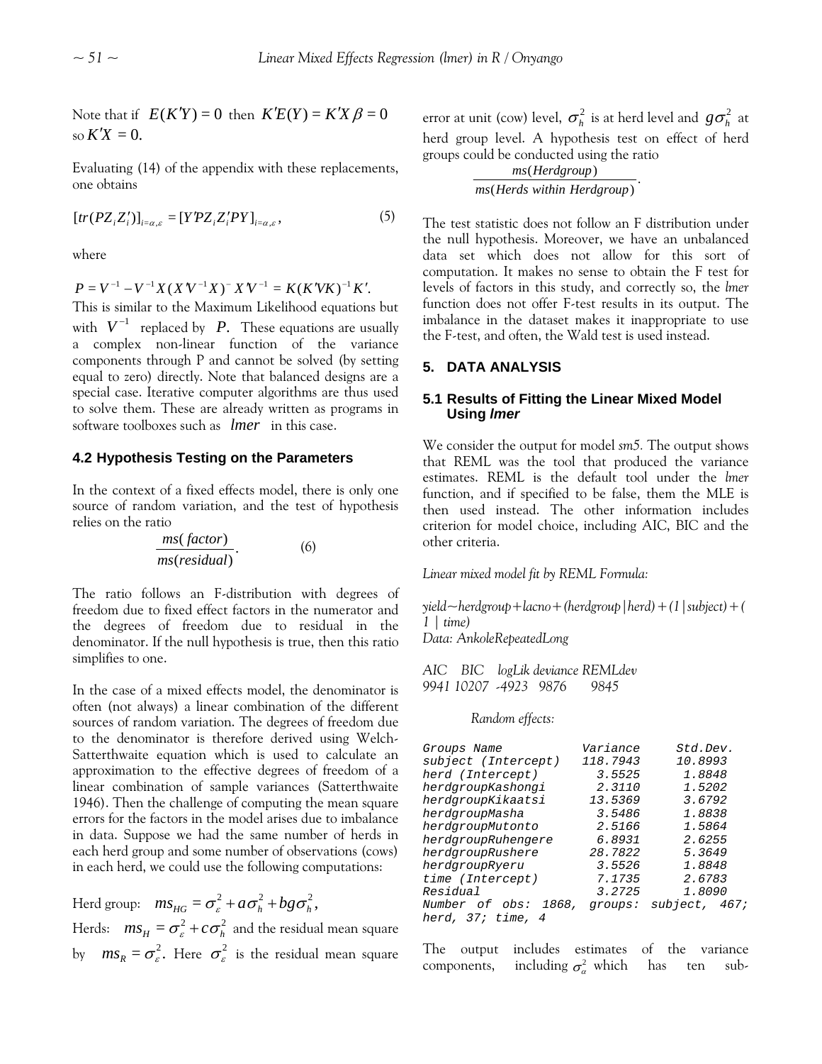Note that if $E(K'Y) = 0$ then $K'E(Y) = K'X\beta = 0$ so $K'X = 0$.

Evaluating (14) of the appendix with these replacements, one obtains

$$[tr(PZ_iZ_i')]_{i=\alpha,\varepsilon} = [Y'PZ_iZ_i'PY]_{i=\alpha,\varepsilon}, \quad (5)$$

where

$P = V^{-1} - V^{-1}X(X'V^{-1}X)^{-}X'V^{-1} = K(K'VK)^{-1}K'.$

This is similar to the Maximum Likelihood equations but with $V^{-1}$ replaced by $P$. These equations are usually a complex non-linear function of the variance components through P and cannot be solved (by setting equal to zero) directly. Note that balanced designs are a special case. Iterative computer algorithms are thus used to solve them. These are already written as programs in software toolboxes such as *lmer* in this case.

### 4.2 Hypothesis Testing on the Parameters

In the context of a fixed effects model, there is only one source of random variation, and the test of hypothesis relies on the ratio

$$\frac{ms(factor)}{ms(residual)}. \quad (6)$$

The ratio follows an F-distribution with degrees of freedom due to fixed effect factors in the numerator and the degrees of freedom due to residual in the denominator. If the null hypothesis is true, then this ratio simplifies to one.

In the case of a mixed effects model, the denominator is often (not always) a linear combination of the different sources of random variation. The degrees of freedom due to the denominator is therefore derived using Welch-Satterthwaite equation which is used to calculate an approximation to the effective degrees of freedom of a linear combination of sample variances (Satterthwaite 1946). Then the challenge of computing the mean square errors for the factors in the model arises due to imbalance in data. Suppose we had the same number of herds in each herd group and some number of observations (cows) in each herd, we could use the following computations:

Herd group: $ms_{HG} = \sigma_\varepsilon^2 + a\sigma_h^2 + bg\sigma_h^2$,
Herds: $ms_H = \sigma_\varepsilon^2 + c\sigma_h^2$ and the residual mean square by $ms_R = \sigma_\varepsilon^2$. Here $\sigma_\varepsilon^2$ is the residual mean square error at unit (cow) level, $\sigma_h^2$ is at herd level and $g\sigma_h^2$ at herd group level. A hypothesis test on effect of herd groups could be conducted using the ratio

$$\frac{ms(Herdgroup)}{ms(Herds\ within\ Herdgroup)}.$$

The test statistic does not follow an F distribution under the null hypothesis. Moreover, we have an unbalanced data set which does not allow for this sort of computation. It makes no sense to obtain the F test for levels of factors in this study, and correctly so, the *lmer* function does not offer F-test results in its output. The imbalance in the dataset makes it inappropriate to use the F-test, and often, the Wald test is used instead.

## 5. DATA ANALYSIS

### 5.1 Results of Fitting the Linear Mixed Model Using *lmer*

We consider the output for model *sm5.* The output shows that REML was the tool that produced the variance estimates. REML is the default tool under the *lmer* function, and if specified to be false, them the MLE is then used instead. The other information includes criterion for model choice, including AIC, BIC and the other criteria.

*Linear mixed model fit by REML Formula:*

*yield~herdgroup+lacno+(herdgroup|herd)+(1|subject)+( 1 | time)*
*Data: AnkoleRepeatedLong*

*AIC BIC logLik deviance REMLdev*
*9941 10207 -4923 9876 9845*

*Random effects:*

```
Groups Name              Variance     Std.Dev.
subject (Intercept)      118.7943     10.8993
herd (Intercept)           3.5525      1.8848
herdgroupKashongi          2.3110      1.5202
herdgroupKikaatsi         13.5369      3.6792
herdgroupMasha             3.5486      1.8838
herdgroupMutonto           2.5166      1.5864
herdgroupRuhengere         6.8931      2.6255
herdgroupRushere          28.7822      5.3649
herdgroupRyeru             3.5526      1.8848
time (Intercept)           7.1735      2.6783
Residual                   3.2725      1.8090
Number of obs: 1868, groups: subject, 467;
herd, 37; time, 4
```

The output includes estimates of the variance components, including $\sigma_\alpha^2$ which has ten sub-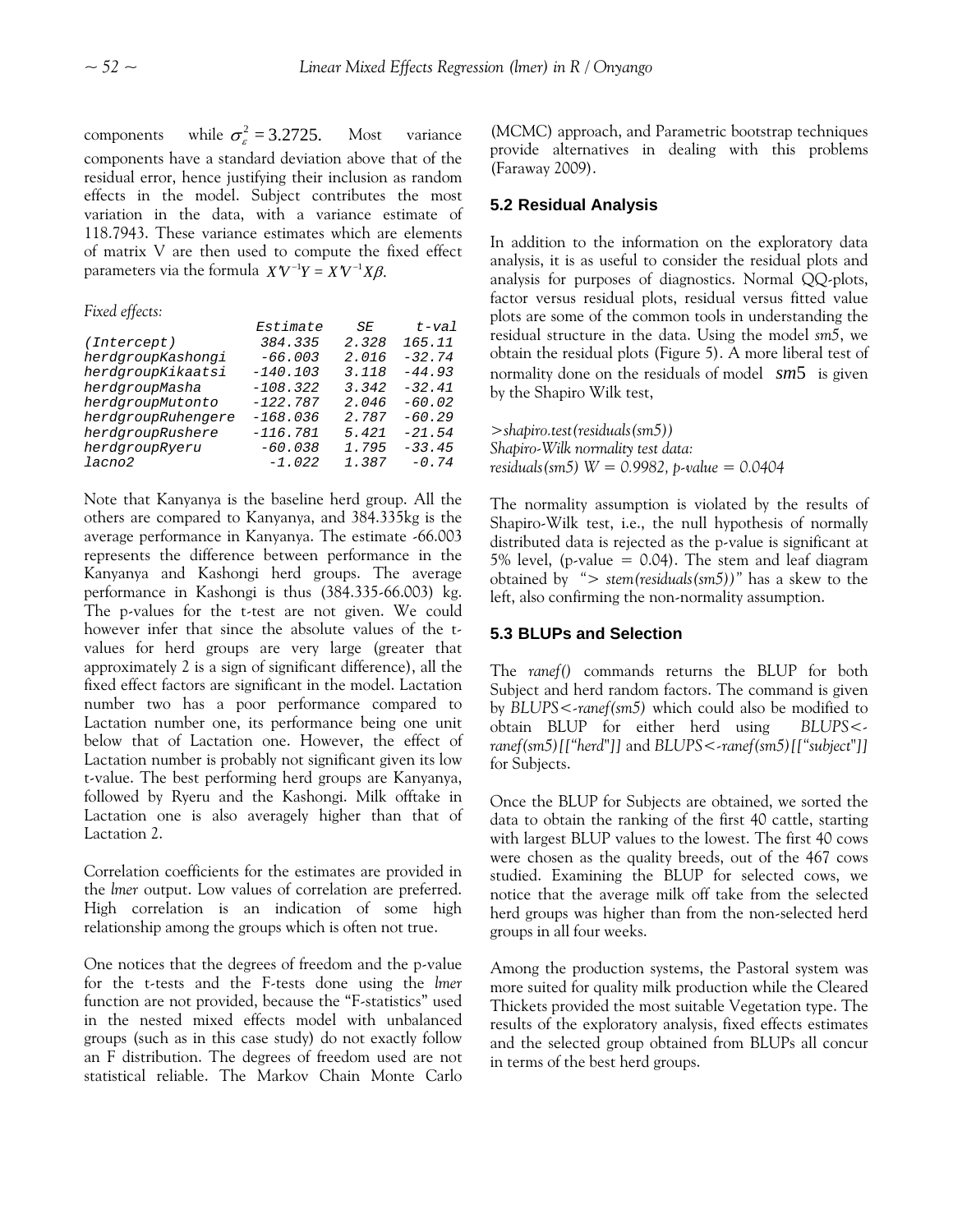components while $\sigma_{\varepsilon}^{2} = 3.2725.$ Most variance components have a standard deviation above that of the residual error, hence justifying their inclusion as random effects in the model. Subject contributes the most variation in the data, with a variance estimate of 118.7943. These variance estimates which are elements of matrix V are then used to compute the fixed effect parameters via the formula $X'V^{-1}Y = X'V^{-1}X\beta$.

*Fixed effects:*

```
                     Estimate     SE     t-val
(Intercept)           384.335   2.328   165.11
herdgroupKashongi     -66.003   2.016   -32.74
herdgroupKikaatsi    -140.103   3.118   -44.93
herdgroupMasha       -108.322   3.342   -32.41
herdgroupMutonto     -122.787   2.046   -60.02
herdgroupRuhengere   -168.036   2.787   -60.29
herdgroupRushere     -116.781   5.421   -21.54
herdgroupRyeru        -60.038   1.795   -33.45
lacno2                 -1.022   1.387    -0.74
```

Note that Kanyanya is the baseline herd group. All the others are compared to Kanyanya, and 384.335kg is the average performance in Kanyanya. The estimate -66.003 represents the difference between performance in the Kanyanya and Kashongi herd groups. The average performance in Kashongi is thus (384.335-66.003) kg. The p-values for the t-test are not given. We could however infer that since the absolute values of the t-values for herd groups are very large (greater that approximately 2 is a sign of significant difference), all the fixed effect factors are significant in the model. Lactation number two has a poor performance compared to Lactation number one, its performance being one unit below that of Lactation one. However, the effect of Lactation number is probably not significant given its low t-value. The best performing herd groups are Kanyanya, followed by Ryeru and the Kashongi. Milk offtake in Lactation one is also averagely higher than that of Lactation 2.

Correlation coefficients for the estimates are provided in the *lmer* output. Low values of correlation are preferred. High correlation is an indication of some high relationship among the groups which is often not true.

One notices that the degrees of freedom and the p-value for the t-tests and the F-tests done using the *lmer* function are not provided, because the "F-statistics" used in the nested mixed effects model with unbalanced groups (such as in this case study) do not exactly follow an F distribution. The degrees of freedom used are not statistical reliable. The Markov Chain Monte Carlo (MCMC) approach, and Parametric bootstrap techniques provide alternatives in dealing with this problems (Faraway 2009).

### 5.2 Residual Analysis

In addition to the information on the exploratory data analysis, it is as useful to consider the residual plots and analysis for purposes of diagnostics. Normal QQ-plots, factor versus residual plots, residual versus fitted value plots are some of the common tools in understanding the residual structure in the data. Using the model *sm5*, we obtain the residual plots (Figure 5). A more liberal test of normality done on the residuals of model *sm5* is given by the Shapiro Wilk test,

*>shapiro.test(residuals(sm5))*
*Shapiro-Wilk normality test data:*
*residuals(sm5) W = 0.9982, p-value = 0.0404*

The normality assumption is violated by the results of Shapiro-Wilk test, i.e., the null hypothesis of normally distributed data is rejected as the p-value is significant at 5% level, (p-value = 0.04). The stem and leaf diagram obtained by *"> stem(residuals(sm5))"* has a skew to the left, also confirming the non-normality assumption.

### 5.3 BLUPs and Selection

The *ranef()* commands returns the BLUP for both Subject and herd random factors. The command is given by *BLUPS<-ranef(sm5)* which could also be modified to obtain BLUP for either herd using *BLUPS<-ranef(sm5)[["herd"]]* and *BLUPS<-ranef(sm5)[["subject"]]* for Subjects.

Once the BLUP for Subjects are obtained, we sorted the data to obtain the ranking of the first 40 cattle, starting with largest BLUP values to the lowest. The first 40 cows were chosen as the quality breeds, out of the 467 cows studied. Examining the BLUP for selected cows, we notice that the average milk off take from the selected herd groups was higher than from the non-selected herd groups in all four weeks.

Among the production systems, the Pastoral system was more suited for quality milk production while the Cleared Thickets provided the most suitable Vegetation type. The results of the exploratory analysis, fixed effects estimates and the selected group obtained from BLUPs all concur in terms of the best herd groups.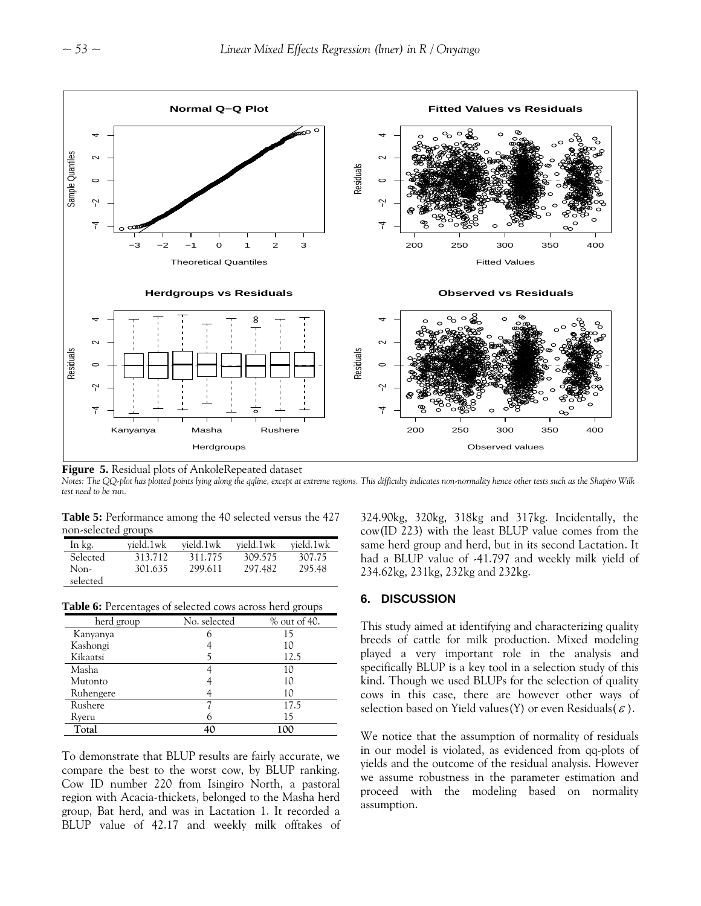**Figure 5.** Residual plots of AnkoleRepeated dataset

*Notes: The QQ-plot has plotted points lying along the qqline, except at extreme regions. This difficulty indicates non-normality hence other tests such as the Shapiro Wilk test need to be run.*

**Table 5:** Performance among the 40 selected versus the 427 non-selected groups

| In kg. | yield.1wk | yield.1wk | yield.1wk | yield.1wk |
|---|---|---|---|---|
| Selected | 313.712 | 311.775 | 309.575 | 307.75 |
| Non-selected | 301.635 | 299.611 | 297.482 | 295.48 |

**Table 6:** Percentages of selected cows across herd groups

| herd group | No. selected | % out of 40. |
|---|---|---|
| Kanyanya | 6 | 15 |
| Kashongi | 4 | 10 |
| Kikaatsi | 5 | 12.5 |
| Masha | 4 | 10 |
| Mutonto | 4 | 10 |
| Ruhengere | 4 | 10 |
| Rushere | 7 | 17.5 |
| Ryeru | 6 | 15 |
| **Total** | **40** | **100** |

To demonstrate that BLUP results are fairly accurate, we compare the best to the worst cow, by BLUP ranking. Cow ID number 220 from Isingiro North, a pastoral region with Acacia-thickets, belonged to the Masha herd group, Bat herd, and was in Lactation 1. It recorded a BLUP value of 42.17 and weekly milk offtakes of 324.90kg, 320kg, 318kg and 317kg. Incidentally, the cow(ID 223) with the least BLUP value comes from the same herd group and herd, but in its second Lactation. It had a BLUP value of -41.797 and weekly milk yield of 234.62kg, 231kg, 232kg and 232kg.

## 6. DISCUSSION

This study aimed at identifying and characterizing quality breeds of cattle for milk production. Mixed modeling played a very important role in the analysis and specifically BLUP is a key tool in a selection study of this kind. Though we used BLUPs for the selection of quality cows in this case, there are however other ways of selection based on Yield values(Y) or even Residuals($\varepsilon$).

We notice that the assumption of normality of residuals in our model is violated, as evidenced from qq-plots of yields and the outcome of the residual analysis. However we assume robustness in the parameter estimation and proceed with the modeling based on normality assumption.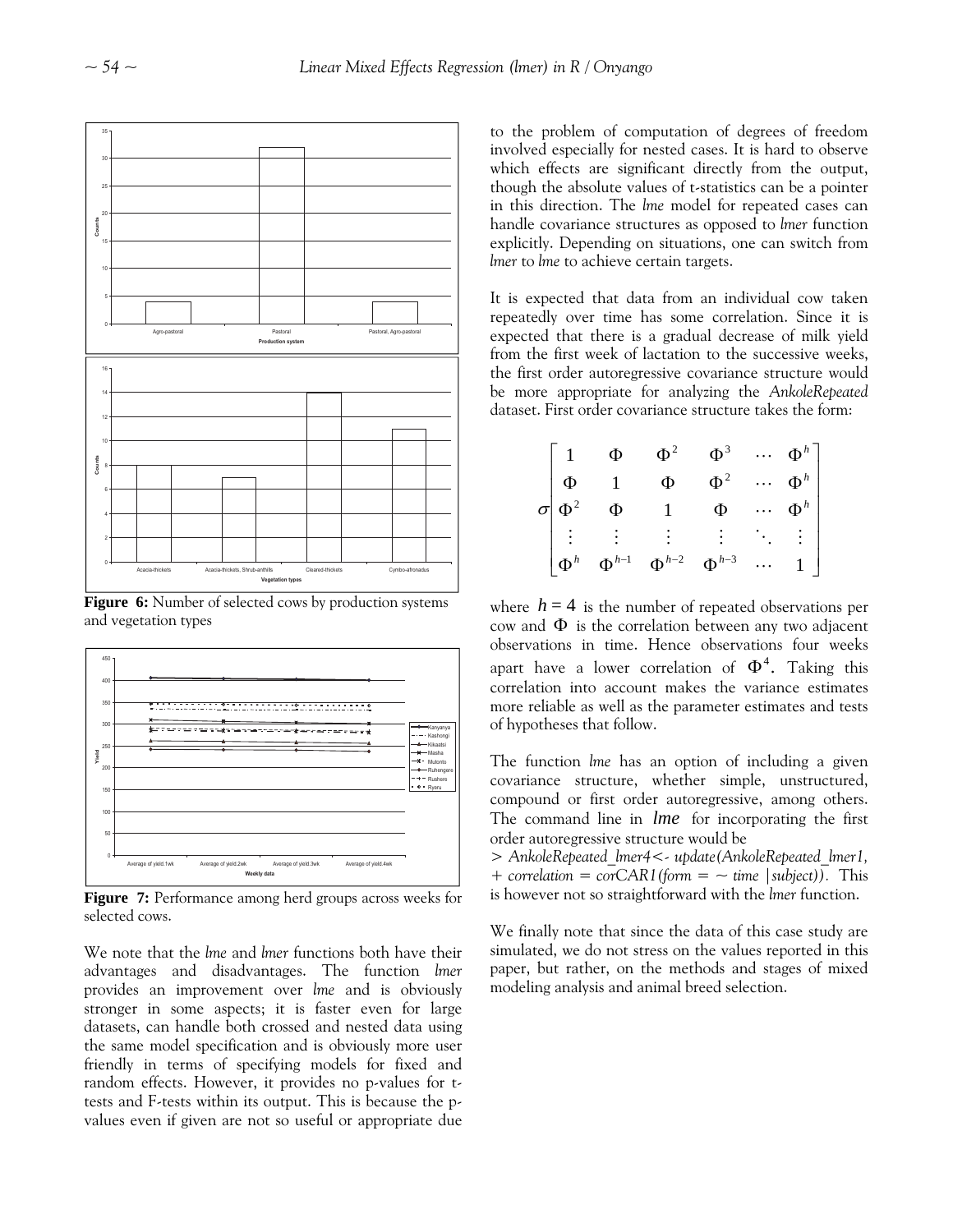**Figure 6:** Number of selected cows by production systems and vegetation types

**Figure 7:** Performance among herd groups across weeks for selected cows.

We note that the *lme* and *lmer* functions both have their advantages and disadvantages. The function *lmer* provides an improvement over *lme* and is obviously stronger in some aspects; it is faster even for large datasets, can handle both crossed and nested data using the same model specification and is obviously more user friendly in terms of specifying models for fixed and random effects. However, it provides no p-values for t-tests and F-tests within its output. This is because the p-values even if given are not so useful or appropriate due to the problem of computation of degrees of freedom involved especially for nested cases. It is hard to observe which effects are significant directly from the output, though the absolute values of t-statistics can be a pointer in this direction. The *lme* model for repeated cases can handle covariance structures as opposed to *lmer* function explicitly. Depending on situations, one can switch from *lmer* to *lme* to achieve certain targets.

It is expected that data from an individual cow taken repeatedly over time has some correlation. Since it is expected that there is a gradual decrease of milk yield from the first week of lactation to the successive weeks, the first order autoregressive covariance structure would be more appropriate for analyzing the *AnkoleRepeated* dataset. First order covariance structure takes the form:

$$\sigma \begin{bmatrix} 1 & \Phi & \Phi^2 & \Phi^3 & \cdots & \Phi^h \\ \Phi & 1 & \Phi & \Phi^2 & \cdots & \Phi^h \\ \Phi^2 & \Phi & 1 & \Phi & \cdots & \Phi^h \\ \vdots & \vdots & \vdots & \vdots & \ddots & \vdots \\ \Phi^h & \Phi^{h-1} & \Phi^{h-2} & \Phi^{h-3} & \cdots & 1 \end{bmatrix}$$

where $h = 4$ is the number of repeated observations per cow and $\Phi$ is the correlation between any two adjacent observations in time. Hence observations four weeks apart have a lower correlation of $\Phi^4$. Taking this correlation into account makes the variance estimates more reliable as well as the parameter estimates and tests of hypotheses that follow.

The function *lme* has an option of including a given covariance structure, whether simple, unstructured, compound or first order autoregressive, among others. The command line in *lme* for incorporating the first order autoregressive structure would be

```
> AnkoleRepeated_lmer4<- update(AnkoleRepeated_lmer1,
+ correlation = corCAR1(form = ~ time |subject)).
```

This is however not so straightforward with the *lmer* function.

We finally note that since the data of this case study are simulated, we do not stress on the values reported in this paper, but rather, on the methods and stages of mixed modeling analysis and animal breed selection.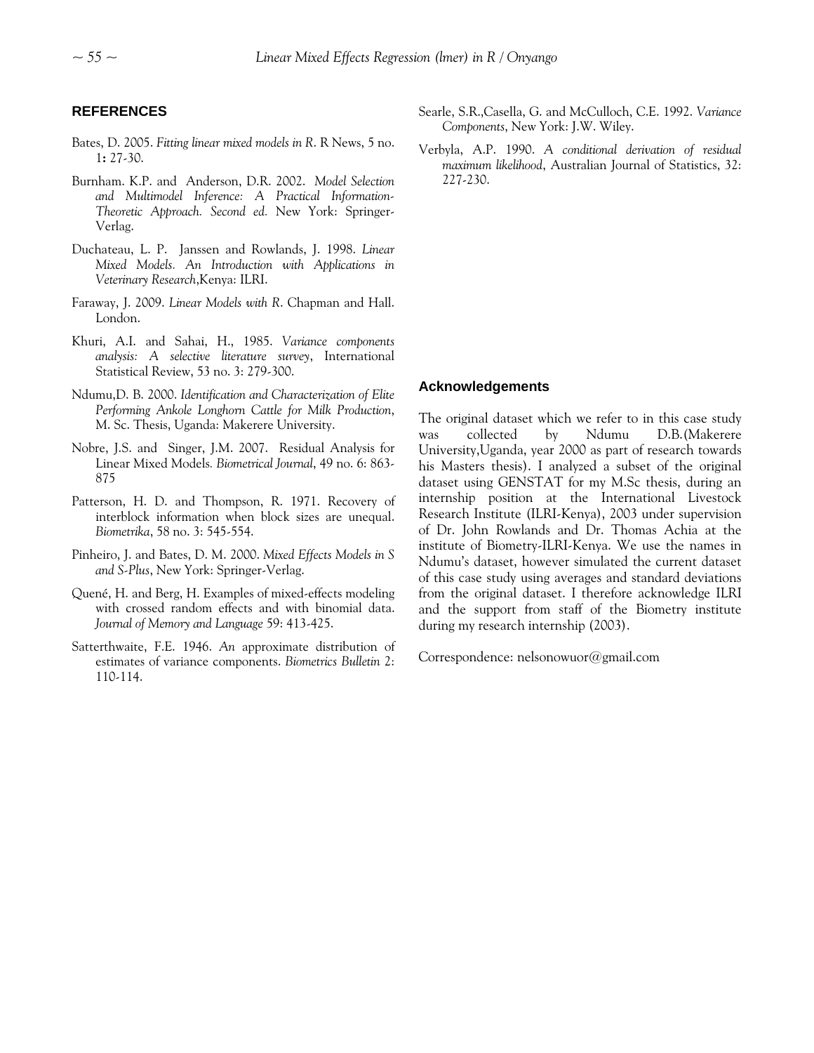## REFERENCES

Bates, D. 2005. *Fitting linear mixed models in R*. R News, 5 no. 1: 27-30.

Burnham. K.P. and Anderson, D.R. 2002. *Model Selection and Multimodel Inference: A Practical Information-Theoretic Approach. Second ed.* New York: Springer-Verlag.

Duchateau, L. P. Janssen and Rowlands, J. 1998. *Linear Mixed Models. An Introduction with Applications in Veterinary Research*,Kenya: ILRI.

Faraway, J. 2009. *Linear Models with R*. Chapman and Hall. London.

Khuri, A.I. and Sahai, H., 1985. *Variance components analysis: A selective literature survey*, International Statistical Review, 53 no. 3: 279-300.

Ndumu,D. B. 2000. *Identification and Characterization of Elite Performing Ankole Longhorn Cattle for Milk Production*, M. Sc. Thesis, Uganda: Makerere University.

Nobre, J.S. and Singer, J.M. 2007. Residual Analysis for Linear Mixed Models. *Biometrical Journal*, 49 no. 6: 863-875

Patterson, H. D. and Thompson, R. 1971. Recovery of interblock information when block sizes are unequal. *Biometrika*, 58 no. 3: 545-554.

Pinheiro, J. and Bates, D. M. 2000. *Mixed Effects Models in S and S-Plus*, New York: Springer-Verlag.

Quené, H. and Berg, H. Examples of mixed-effects modeling with crossed random effects and with binomial data. *Journal of Memory and Language* 59: 413-425.

Satterthwaite, F.E. 1946. *An* approximate distribution of estimates of variance components. *Biometrics Bulletin* 2: 110-114.

Searle, S.R.,Casella, G. and McCulloch, C.E. 1992. *Variance Components*, New York: J.W. Wiley.

Verbyla, A.P. 1990. *A conditional derivation of residual maximum likelihood*, Australian Journal of Statistics, 32: 227-230.

### Acknowledgements

The original dataset which we refer to in this case study was collected by Ndumu D.B.(Makerere University,Uganda, year 2000 as part of research towards his Masters thesis). I analyzed a subset of the original dataset using GENSTAT for my M.Sc thesis, during an internship position at the International Livestock Research Institute (ILRI-Kenya), 2003 under supervision of Dr. John Rowlands and Dr. Thomas Achia at the institute of Biometry-ILRI-Kenya. We use the names in Ndumu's dataset, however simulated the current dataset of this case study using averages and standard deviations from the original dataset. I therefore acknowledge ILRI and the support from staff of the Biometry institute during my research internship (2003).

Correspondence: nelsonowuor@gmail.com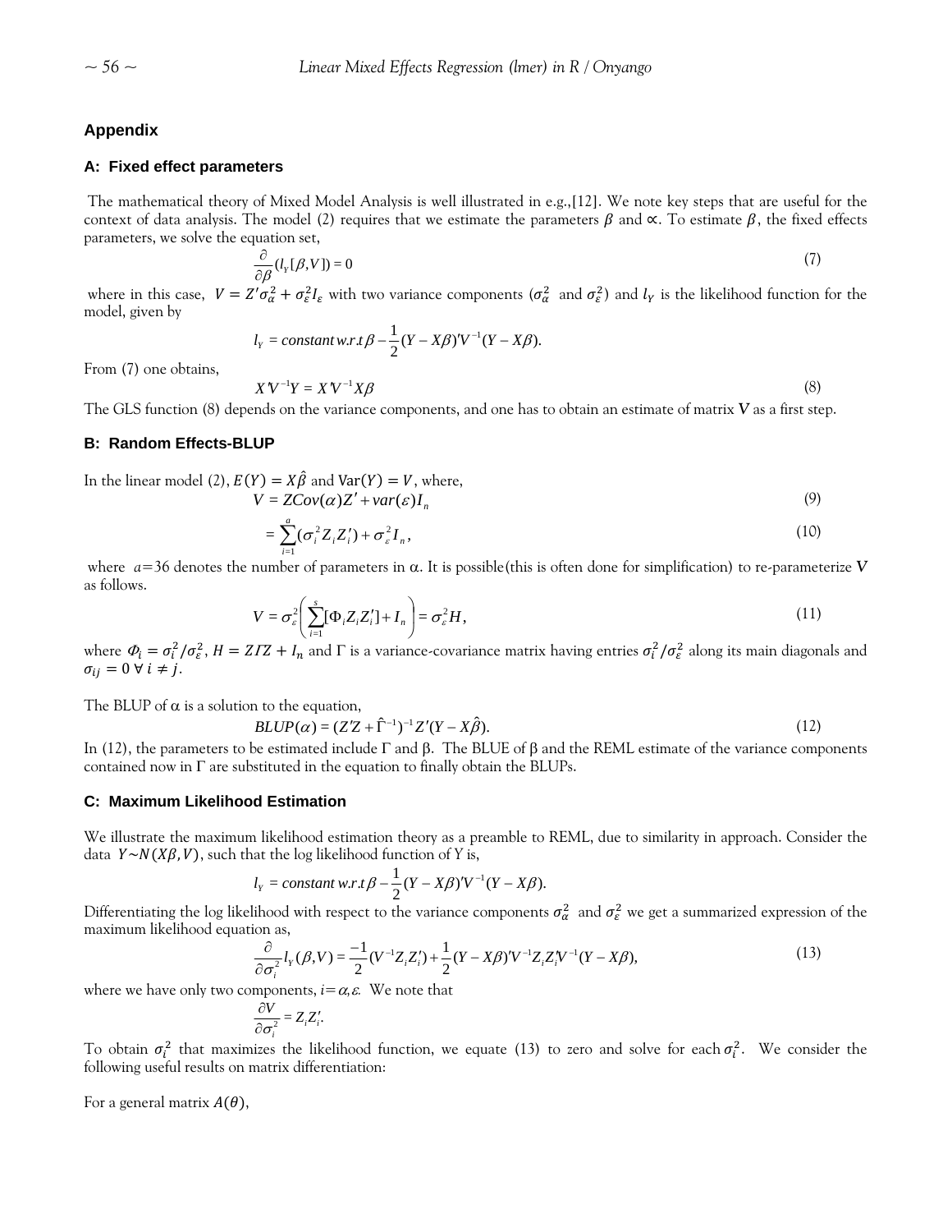## Appendix

### A: Fixed effect parameters

The mathematical theory of Mixed Model Analysis is well illustrated in e.g.,[12]. We note key steps that are useful for the context of data analysis. The model (2) requires that we estimate the parameters $\beta$ and $\propto$. To estimate $\beta$, the fixed effects parameters, we solve the equation set,

$$\frac{\partial}{\partial \beta}(l_Y[\beta, V]) = 0 \tag{7}$$

where in this case, $V = Z'\sigma_\alpha^2 + \sigma_\varepsilon^2 I_\varepsilon$ with two variance components ($\sigma_\alpha^2$ and $\sigma_\varepsilon^2$) and $l_Y$ is the likelihood function for the model, given by

$$l_Y = constant\, w.r.t\, \beta - \frac{1}{2}(Y - X\beta)'V^{-1}(Y - X\beta).$$

From (7) one obtains,

$$X'V^{-1}Y = X'V^{-1}X\beta \tag{8}$$

The GLS function (8) depends on the variance components, and one has to obtain an estimate of matrix $V$ as a first step.

### B: Random Effects-BLUP

In the linear model (2), $E(Y) = X\hat{\beta}$ and $\text{Var}(Y) = V$, where,

$$V = ZCov(\alpha)Z' + var(\varepsilon)I_n \tag{9}$$

$$= \sum_{i=1}^{a}(\sigma_i^2 Z_i Z_i') + \sigma_\varepsilon^2 I_n, \tag{10}$$

where $a=36$ denotes the number of parameters in $\alpha$. It is possible(this is often done for simplification) to re-parameterize $V$ as follows.

$$V = \sigma_\varepsilon^2 \left( \sum_{i=1}^{s} [\Phi_i Z_i Z_i'] + I_n \right) = \sigma_\varepsilon^2 H, \tag{11}$$

where $\Phi_i = \sigma_i^2/\sigma_\varepsilon^2$, $H = Z\Gamma Z + I_n$ and $\Gamma$ is a variance-covariance matrix having entries $\sigma_i^2/\sigma_\varepsilon^2$ along its main diagonals and $\sigma_{ij} = 0\ \forall\ i \neq j$.

The BLUP of $\alpha$ is a solution to the equation,

$$BLUP(\alpha) = (Z'Z + \hat{\Gamma}^{-1})^{-1} Z'(Y - X\hat{\beta}). \tag{12}$$

In (12), the parameters to be estimated include $\Gamma$ and $\beta$. The BLUE of $\beta$ and the REML estimate of the variance components contained now in $\Gamma$ are substituted in the equation to finally obtain the BLUPs.

### C: Maximum Likelihood Estimation

We illustrate the maximum likelihood estimation theory as a preamble to REML, due to similarity in approach. Consider the data $Y \sim N(X\beta, V)$, such that the log likelihood function of $Y$ is,

$$l_Y = constant\ w.r.t\, \beta - \frac{1}{2}(Y - X\beta)'V^{-1}(Y - X\beta).$$

Differentiating the log likelihood with respect to the variance components $\sigma_\alpha^2$ and $\sigma_\varepsilon^2$ we get a summarized expression of the maximum likelihood equation as,

$$\frac{\partial}{\partial \sigma_i^2} l_Y(\beta, V) = \frac{-1}{2}(V^{-1}Z_i Z_i') + \frac{1}{2}(Y - X\beta)'V^{-1}Z_i Z_i' V^{-1}(Y - X\beta), \tag{13}$$

where we have only two components, $i = \alpha, \varepsilon$. We note that

$$\frac{\partial V}{\partial \sigma_i^2} = Z_i Z_i'.$$

To obtain $\sigma_i^2$ that maximizes the likelihood function, we equate (13) to zero and solve for each $\sigma_i^2$. We consider the following useful results on matrix differentiation:

For a general matrix $A(\theta)$,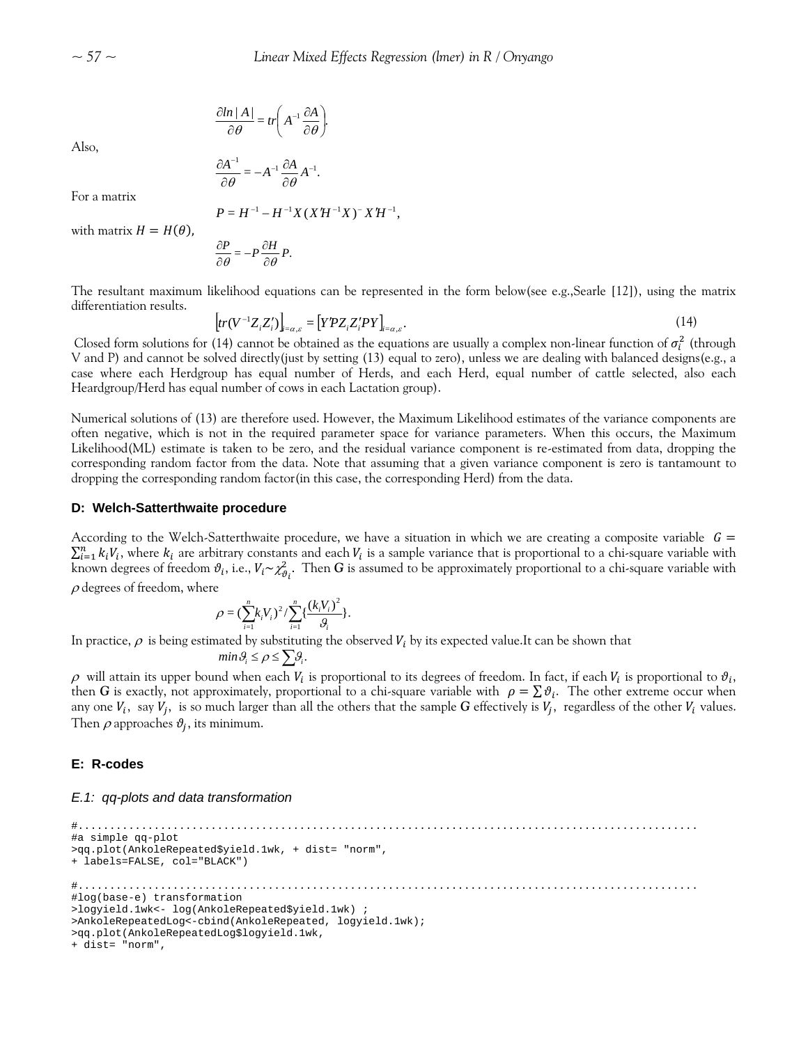$$\frac{\partial ln|A|}{\partial \theta} = tr\left(A^{-1}\frac{\partial A}{\partial \theta}\right).$$

Also,

$$\frac{\partial A^{-1}}{\partial \theta} = -A^{-1}\frac{\partial A}{\partial \theta}A^{-1}.$$

For a matrix

$$P = H^{-1} - H^{-1}X(X'H^{-1}X)^{-}X'H^{-1},$$

with matrix $H = H(\theta)$,

$$\frac{\partial P}{\partial \theta} = -P\frac{\partial H}{\partial \theta}P.$$

The resultant maximum likelihood equations can be represented in the form below(see e.g.,Searle [12]), using the matrix differentiation results.

$$\left[tr(V^{-1}Z_iZ_i')\right]_{i=\alpha,\varepsilon} = \left[Y'PZ_iZ_i'PY\right]_{i=\alpha,\varepsilon}. \tag{14}$$

Closed form solutions for (14) cannot be obtained as the equations are usually a complex non-linear function of $\sigma_i^2$ (through V and P) and cannot be solved directly(just by setting (13) equal to zero), unless we are dealing with balanced designs(e.g., a case where each Herdgroup has equal number of Herds, and each Herd, equal number of cattle selected, also each Heardgroup/Herd has equal number of cows in each Lactation group).

Numerical solutions of (13) are therefore used. However, the Maximum Likelihood estimates of the variance components are often negative, which is not in the required parameter space for variance parameters. When this occurs, the Maximum Likelihood(ML) estimate is taken to be zero, and the residual variance component is re-estimated from data, dropping the corresponding random factor from the data. Note that assuming that a given variance component is zero is tantamount to dropping the corresponding random factor(in this case, the corresponding Herd) from the data.

### D: Welch-Satterthwaite procedure

According to the Welch-Satterthwaite procedure, we have a situation in which we are creating a composite variable $G = \sum_{i=1}^{n} k_i V_i$, where $k_i$ are arbitrary constants and each $V_i$ is a sample variance that is proportional to a chi-square variable with known degrees of freedom $\vartheta_i$, i.e., $V_i \sim \chi^2_{\vartheta_i}$. Then **G** is assumed to be approximately proportional to a chi-square variable with $\rho$ degrees of freedom, where

$$\rho = \left(\sum_{i=1}^{n} k_i V_i\right)^2 / \sum_{i=1}^{n} \left\{\frac{(k_i V_i)^2}{\vartheta_i}\right\}.$$

In practice, $\rho$ is being estimated by substituting the observed $V_i$ by its expected value.It can be shown that

$$min\,\vartheta_i \le \rho \le \sum \vartheta_i.$$

$\rho$ will attain its upper bound when each $V_i$ is proportional to its degrees of freedom. In fact, if each $V_i$ is proportional to $\vartheta_i$, then **G** is exactly, not approximately, proportional to a chi-square variable with $\rho = \sum \vartheta_i$. The other extreme occur when any one $V_i$, say $V_j$, is so much larger than all the others that the sample **G** effectively is $V_j$, regardless of the other $V_i$ values. Then $\rho$ approaches $\vartheta_j$, its minimum.

### E: R-codes

#### *E.1: qq-plots and data transformation*

```
#.................................................................................................
#a simple qq-plot
>qq.plot(AnkoleRepeated$yield.1wk, + dist= "norm",
+ labels=FALSE, col="BLACK")

#.................................................................................................
#log(base-e) transformation
>logyield.1wk<- log(AnkoleRepeated$yield.1wk) ;
>AnkoleRepeatedLog<-cbind(AnkoleRepeated, logyield.1wk);
>qq.plot(AnkoleRepeatedLog$logyield.1wk,
+ dist= "norm",
```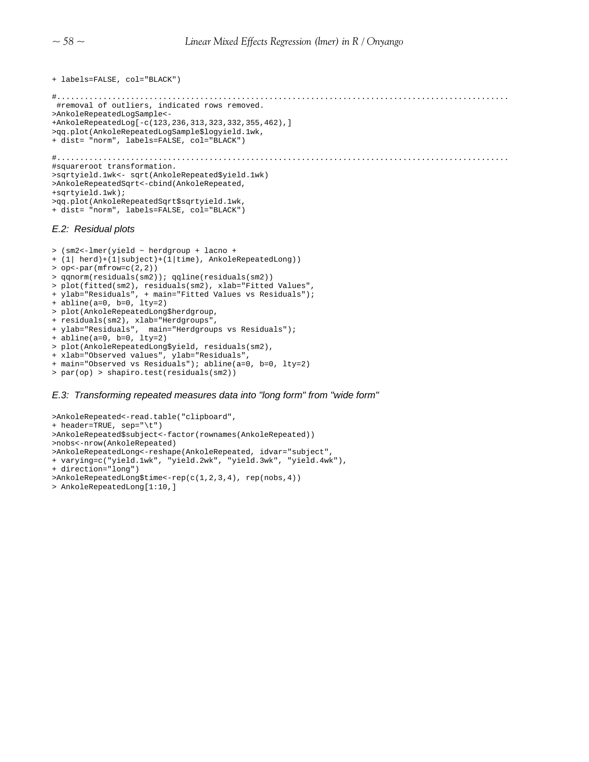```
+ labels=FALSE, col="BLACK")

#...................................................................................................
 #removal of outliers, indicated rows removed.
>AnkoleRepeatedLogSample<-
+AnkoleRepeatedLog[-c(123,236,313,323,332,355,462),]
>qq.plot(AnkoleRepeatedLogSample$logyield.1wk,
+ dist= "norm", labels=FALSE, col="BLACK")

#...................................................................................................
#squareroot transformation.
>sqrtyield.1wk<- sqrt(AnkoleRepeated$yield.1wk)
>AnkoleRepeatedSqrt<-cbind(AnkoleRepeated,
+sqrtyield.1wk);
>qq.plot(AnkoleRepeatedSqrt$sqrtyield.1wk,
+ dist= "norm", labels=FALSE, col="BLACK")
```

*E.2: Residual plots*

```
> (sm2<-lmer(yield ~ herdgroup + lacno +
+ (1| herd)+(1|subject)+(1|time), AnkoleRepeatedLong))
> op<-par(mfrow=c(2,2))
> qqnorm(residuals(sm2)); qqline(residuals(sm2))
> plot(fitted(sm2), residuals(sm2), xlab="Fitted Values",
+ ylab="Residuals", + main="Fitted Values vs Residuals");
+ abline(a=0, b=0, lty=2)
> plot(AnkoleRepeatedLong$herdgroup,
+ residuals(sm2), xlab="Herdgroups",
+ ylab="Residuals",  main="Herdgroups vs Residuals");
+ abline(a=0, b=0, lty=2)
> plot(AnkoleRepeatedLong$yield, residuals(sm2),
+ xlab="Observed values", ylab="Residuals",
+ main="Observed vs Residuals"); abline(a=0, b=0, lty=2)
> par(op) > shapiro.test(residuals(sm2))
```

*E.3: Transforming repeated measures data into "long form" from "wide form"*

```
>AnkoleRepeated<-read.table("clipboard",
+ header=TRUE, sep="\t")
>AnkoleRepeated$subject<-factor(rownames(AnkoleRepeated))
>nobs<-nrow(AnkoleRepeated)
>AnkoleRepeatedLong<-reshape(AnkoleRepeated, idvar="subject",
+ varying=c("yield.1wk", "yield.2wk", "yield.3wk", "yield.4wk"),
+ direction="long")
>AnkoleRepeatedLong$time<-rep(c(1,2,3,4), rep(nobs,4))
> AnkoleRepeatedLong[1:10,]
```